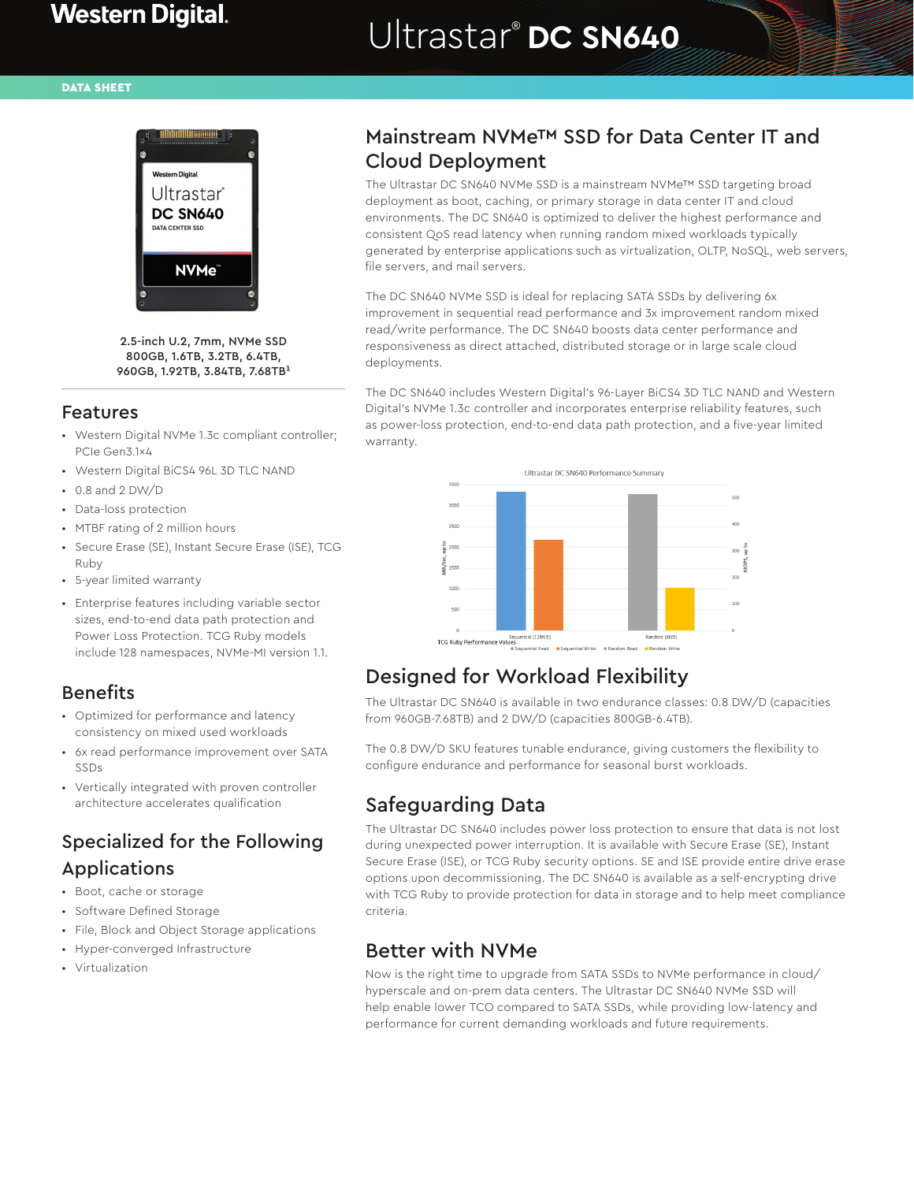# Ultrastar® DC SN640

DATA SHEET

2.5-inch U.2, 7mm, NVMe SSD
800GB, 1.6TB, 3.2TB, 6.4TB,
960GB, 1.92TB, 3.84TB, 7.68TB[1]

## Features

- Western Digital NVMe 1.3c compliant controller; PCIe Gen3.1×4
- Western Digital BiCS4 96L 3D TLC NAND
- 0.8 and 2 DW/D
- Data-loss protection
- MTBF rating of 2 million hours
- Secure Erase (SE), Instant Secure Erase (ISE), TCG Ruby
- 5-year limited warranty
- Enterprise features including variable sector sizes, end-to-end data path protection and Power Loss Protection. TCG Ruby models include 128 namespaces, NVMe-MI version 1.1.

## Benefits

- Optimized for performance and latency consistency on mixed used workloads
- 6x read performance improvement over SATA SSDs
- Vertically integrated with proven controller architecture accelerates qualification

## Specialized for the Following Applications

- Boot, cache or storage
- Software Defined Storage
- File, Block and Object Storage applications
- Hyper-converged Infrastructure
- Virtualization

## Mainstream NVMe™ SSD for Data Center IT and Cloud Deployment

The Ultrastar DC SN640 NVMe SSD is a mainstream NVMe™ SSD targeting broad deployment as boot, caching, or primary storage in data center IT and cloud environments. The DC SN640 is optimized to deliver the highest performance and consistent QoS read latency when running random mixed workloads typically generated by enterprise applications such as virtualization, OLTP, NoSQL, web servers, file servers, and mail servers.

The DC SN640 NVMe SSD is ideal for replacing SATA SSDs by delivering 6x improvement in sequential read performance and 3x improvement random mixed read/write performance. The DC SN640 boosts data center performance and responsiveness as direct attached, distributed storage or in large scale cloud deployments.

The DC SN640 includes Western Digital's 96-Layer BiCS4 3D TLC NAND and Western Digital's NVMe 1.3c controller and incorporates enterprise reliability features, such as power-loss protection, end-to-end data path protection, and a five-year limited warranty.

Ultrastar DC SN640 Performance Summary

TCG Ruby Performance Values

## Designed for Workload Flexibility

The Ultrastar DC SN640 is available in two endurance classes: 0.8 DW/D (capacities from 960GB-7.68TB) and 2 DW/D (capacities 800GB-6.4TB).

The 0.8 DW/D SKU features tunable endurance, giving customers the flexibility to configure endurance and performance for seasonal burst workloads.

## Safeguarding Data

The Ultrastar DC SN640 includes power loss protection to ensure that data is not lost during unexpected power interruption. It is available with Secure Erase (SE), Instant Secure Erase (ISE), or TCG Ruby security options. SE and ISE provide entire drive erase options upon decommissioning. The DC SN640 is available as a self-encrypting drive with TCG Ruby to provide protection for data in storage and to help meet compliance criteria.

## Better with NVMe

Now is the right time to upgrade from SATA SSDs to NVMe performance in cloud/hyperscale and on-prem data centers. The Ultrastar DC SN640 NVMe SSD will help enable lower TCO compared to SATA SSDs, while providing low-latency and performance for current demanding workloads and future requirements.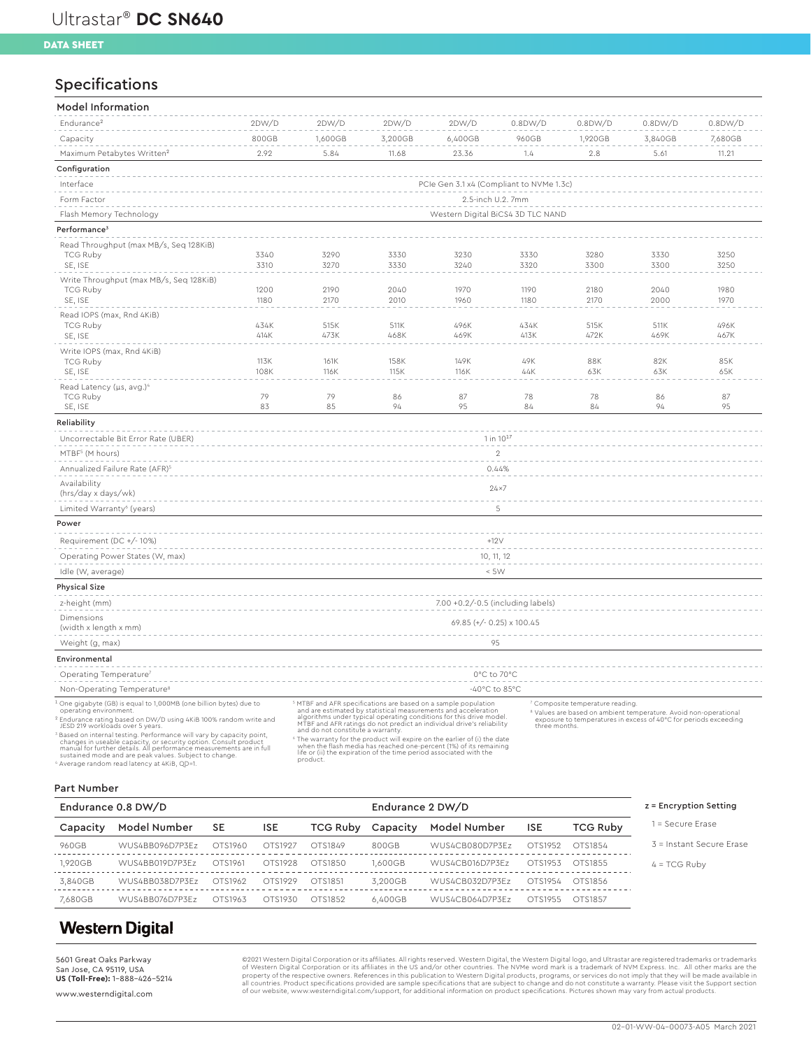Ultrastar® **DC SN640**

**DATA SHEET**

## Specifications

| Model Information | | | | | | | | |
|---|---|---|---|---|---|---|---|---|
| Endurance[2] | 2DW/D | 2DW/D | 2DW/D | 2DW/D | 0.8DW/D | 0.8DW/D | 0.8DW/D | 0.8DW/D |
| Capacity | 800GB | 1,600GB | 3,200GB | 6,400GB | 960GB | 1,920GB | 3,840GB | 7,680GB |
| Maximum Petabytes Written[2] | 2.92 | 5.84 | 11.68 | 23.36 | 1.4 | 2.8 | 5.61 | 11.21 |
| **Configuration** | | | | | | | | |
| Interface | PCIe Gen 3.1 x4 (Compliant to NVMe 1.3c) | | | | | | | |
| Form Factor | 2.5-inch U.2. 7mm | | | | | | | |
| Flash Memory Technology | Western Digital BiCS4 3D TLC NAND | | | | | | | |
| **Performance[3]** | | | | | | | | |
| Read Throughput (max MB/s, Seq 128KiB) | | | | | | | | |
| TCG Ruby | 3340 | 3290 | 3330 | 3230 | 3330 | 3280 | 3330 | 3250 |
| SE, ISE | 3310 | 3270 | 3330 | 3240 | 3320 | 3300 | 3300 | 3250 |
| Write Throughput (max MB/s, Seq 128KiB) | | | | | | | | |
| TCG Ruby | 1200 | 2190 | 2040 | 1970 | 1190 | 2180 | 2040 | 1980 |
| SE, ISE | 1180 | 2170 | 2010 | 1960 | 1180 | 2170 | 2000 | 1970 |
| Read IOPS (max, Rnd 4KiB) | | | | | | | | |
| TCG Ruby | 434K | 515K | 511K | 496K | 434K | 515K | 511K | 496K |
| SE, ISE | 414K | 473K | 468K | 469K | 413K | 472K | 469K | 467K |
| Write IOPS (max, Rnd 4KiB) | | | | | | | | |
| TCG Ruby | 113K | 161K | 158K | 149K | 49K | 88K | 82K | 85K |
| SE, ISE | 108K | 116K | 115K | 116K | 44K | 63K | 63K | 65K |
| Read Latency (µs, avg.)[4] | | | | | | | | |
| TCG Ruby | 79 | 79 | 86 | 87 | 78 | 78 | 86 | 87 |
| SE, ISE | 83 | 85 | 94 | 95 | 84 | 84 | 94 | 95 |
| **Reliability** | | | | | | | | |
| Uncorrectable Bit Error Rate (UBER) | 1 in $10^{17}$ | | | | | | | |
| MTBF[5] (M hours) | 2 | | | | | | | |
| Annualized Failure Rate (AFR)[5] | 0.44% | | | | | | | |
| Availability (hrs/day x days/wk) | 24×7 | | | | | | | |
| Limited Warranty[6] (years) | 5 | | | | | | | |
| **Power** | | | | | | | | |
| Requirement (DC +/- 10%) | +12V | | | | | | | |
| Operating Power States (W, max) | 10, 11, 12 | | | | | | | |
| Idle (W, average) | < 5W | | | | | | | |
| **Physical Size** | | | | | | | | |
| z-height (mm) | 7.00 +0.2/-0.5 (including labels) | | | | | | | |
| Dimensions (width x length x mm) | 69.85 (+/- 0.25) x 100.45 | | | | | | | |
| Weight (g, max) | 95 | | | | | | | |
| **Environmental** | | | | | | | | |
| Operating Temperature[7] | 0°C to 70°C | | | | | | | |
| Non-Operating Temperature[8] | -40°C to 85°C | | | | | | | |

[1] One gigabyte (GB) is equal to 1,000MB (one billion bytes) due to operating environment.
[2] Endurance rating based on DW/D using 4KiB 100% random write and JESD 219 workloads over 5 years.
[3] Based on internal testing. Performance will vary by capacity point, changes in useable capacity, or security option. Consult product manual for further details. All performance measurements are in full sustained mode and are peak values. Subject to change.
[4] Average random read latency at 4KiB, QD=1.
[5] MTBF and AFR specifications are based on a sample population and are estimated by statistical measurements and acceleration algorithms under typical operating conditions for this drive model. MTBF and AFR ratings do not predict an individual drive's reliability and do not constitute a warranty.
[6] The warranty for the product will expire on the earlier of (i) the date when the flash media has reached one-percent (1%) of its remaining life or (ii) the expiration of the time period associated with the product.
[7] Composite temperature reading.
[8] Values are based on ambient temperature. Avoid non-operational exposure to temperatures in excess of 40°C for periods exceeding three months.

### Part Number

| Endurance 0.8 DW/D | | | | | Endurance 2 DW/D | | | |
|---|---|---|---|---|---|---|---|---|
| **Capacity** | **Model Number** | **SE** | **ISE** | **TCG Ruby** | **Capacity** | **Model Number** | **ISE** | **TCG Ruby** |
| 960GB | WUS4BB096D7P3Ez | OTS1960 | OTS1927 | OTS1849 | 800GB | WUS4CB080D7P3Ez | OTS1952 | OTS1854 |
| 1,920GB | WUS4BB019D7P3Ez | OTS1961 | OTS1928 | OTS1850 | 1,600GB | WUS4CB016D7P3Ez | OTS1953 | OTS1855 |
| 3,840GB | WUS4BB038D7P3Ez | OTS1962 | OTS1929 | OTS1851 | 3,200GB | WUS4CB032D7P3Ez | OTS1954 | OTS1856 |
| 7,680GB | WUS4BB076D7P3Ez | OTS1963 | OTS1930 | OTS1852 | 6,400GB | WUS4CB064D7P3Ez | OTS1955 | OTS1857 |

**z = Encryption Setting**

1 = Secure Erase

3 = Instant Secure Erase

4 = TCG Ruby

**Western Digital**

5601 Great Oaks Parkway
San Jose, CA 95119, USA
**US (Toll-Free):** 1-888-426-5214

www.westerndigital.com

©2021 Western Digital Corporation or its affiliates. All rights reserved. Western Digital, the Western Digital logo, and Ultrastar are registered trademarks or trademarks of Western Digital Corporation or its affiliates in the US and/or other countries. The NVMe word mark is a trademark of NVM Express. Inc. All other marks are the property of the respective owners. References in this publication to Western Digital products, programs, or services do not imply that they will be made available in all countries. Product specifications provided are sample specifications that are subject to change and do not constitute a warranty. Please visit the Support section of our website, www.westerndigital.com/support, for additional information on product specifications. Pictures shown may vary from actual products.

02-01-WW-04-00073-A05 March 2021